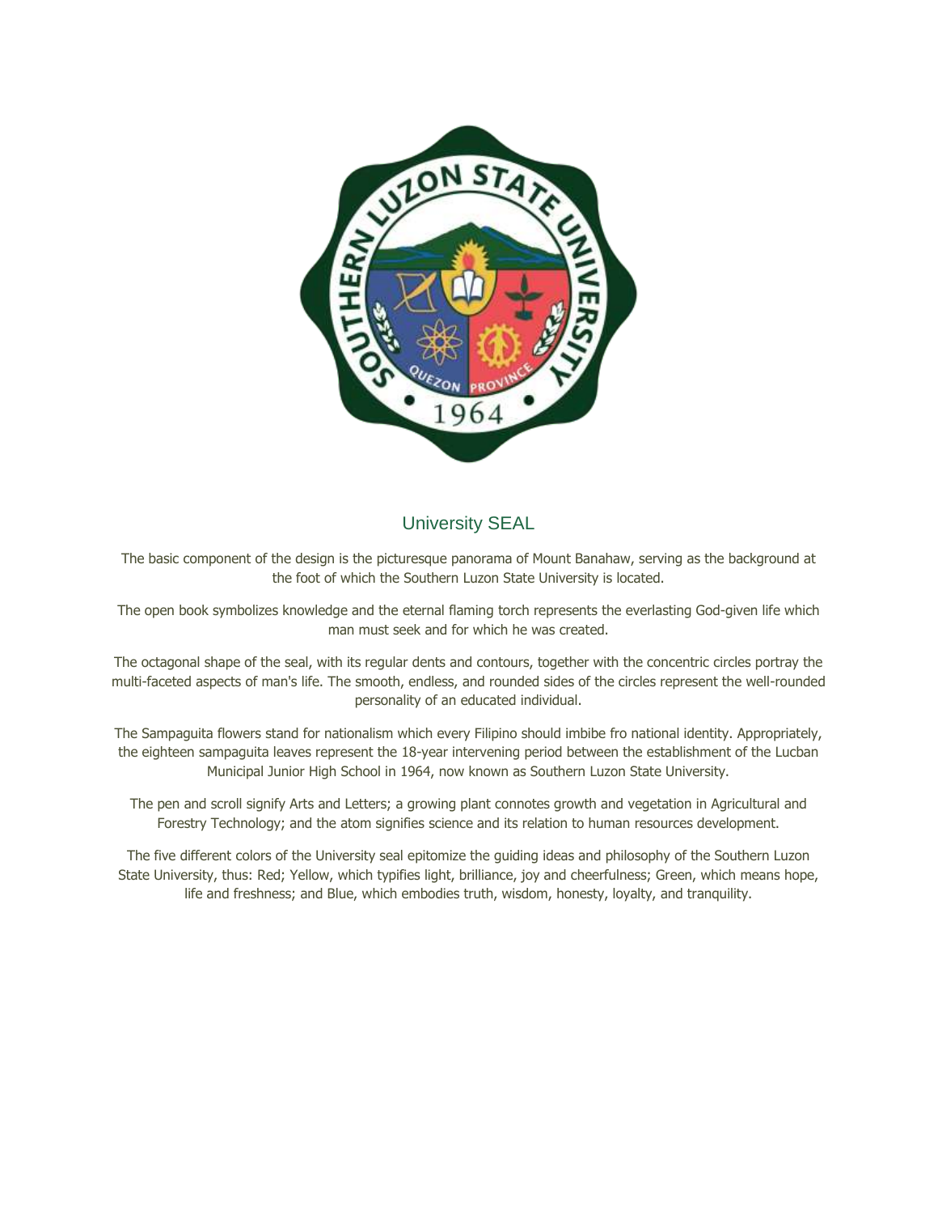## University SEAL

The basic component of the design is the picturesque panorama of Mount Banahaw, serving as the background at the foot of which the Southern Luzon State University is located.

The open book symbolizes knowledge and the eternal flaming torch represents the everlasting God-given life which man must seek and for which he was created.

The octagonal shape of the seal, with its regular dents and contours, together with the concentric circles portray the multi-faceted aspects of man's life. The smooth, endless, and rounded sides of the circles represent the well-rounded personality of an educated individual.

The Sampaguita flowers stand for nationalism which every Filipino should imbibe fro national identity. Appropriately, the eighteen sampaguita leaves represent the 18-year intervening period between the establishment of the Lucban Municipal Junior High School in 1964, now known as Southern Luzon State University.

The pen and scroll signify Arts and Letters; a growing plant connotes growth and vegetation in Agricultural and Forestry Technology; and the atom signifies science and its relation to human resources development.

The five different colors of the University seal epitomize the guiding ideas and philosophy of the Southern Luzon State University, thus: Red; Yellow, which typifies light, brilliance, joy and cheerfulness; Green, which means hope, life and freshness; and Blue, which embodies truth, wisdom, honesty, loyalty, and tranquility.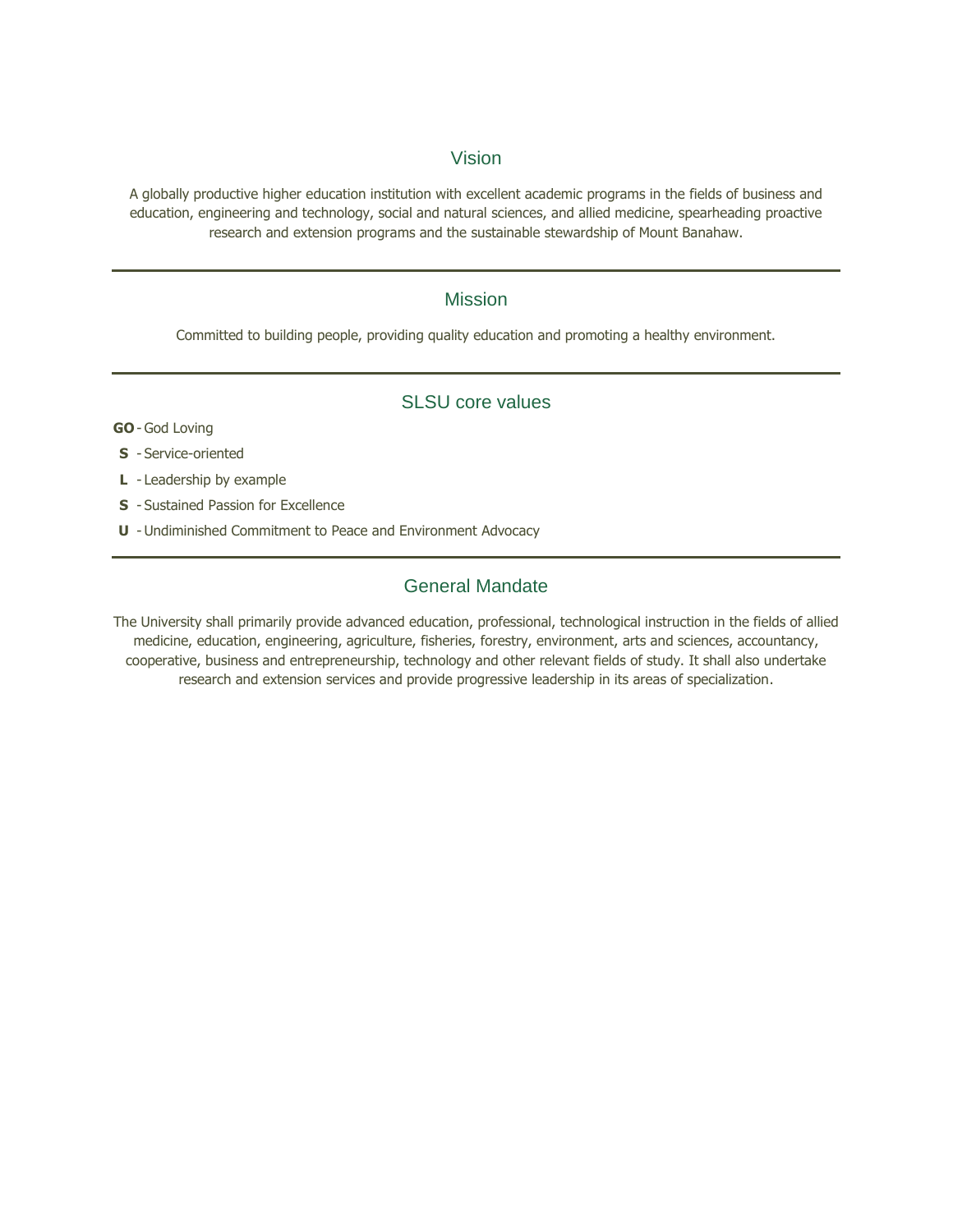## Vision

A globally productive higher education institution with excellent academic programs in the fields of business and education, engineering and technology, social and natural sciences, and allied medicine, spearheading proactive research and extension programs and the sustainable stewardship of Mount Banahaw.

---

## Mission

Committed to building people, providing quality education and promoting a healthy environment.

---

## SLSU core values

**GO** - God Loving

**S** - Service-oriented

**L** - Leadership by example

**S** - Sustained Passion for Excellence

**U** - Undiminished Commitment to Peace and Environment Advocacy

---

## General Mandate

The University shall primarily provide advanced education, professional, technological instruction in the fields of allied medicine, education, engineering, agriculture, fisheries, forestry, environment, arts and sciences, accountancy, cooperative, business and entrepreneurship, technology and other relevant fields of study. It shall also undertake research and extension services and provide progressive leadership in its areas of specialization.